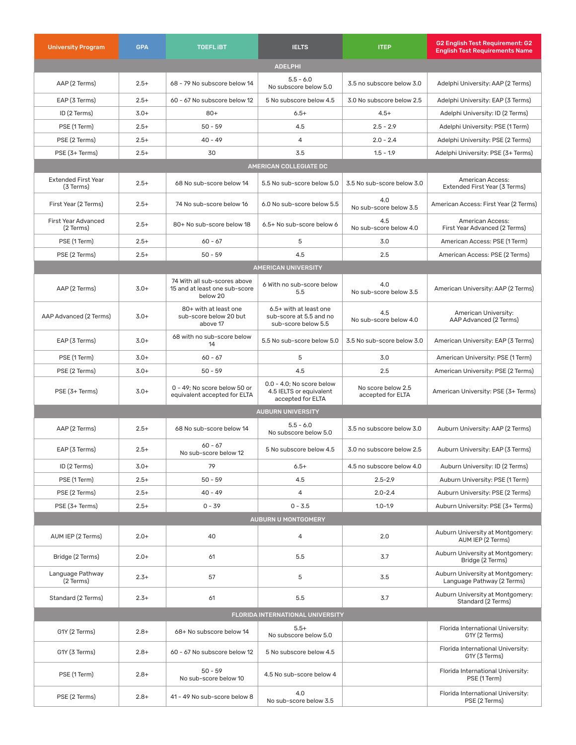| University Program | GPA | TOEFL iBT | IELTS | ITEP | G2 English Test Requirement: G2 English Test Requirements Name |
|---|---|---|---|---|---|
| **ADELPHI** | | | | | |
| AAP (2 Terms) | 2.5+ | 68 - 79 No subscore below 14 | 5.5 - 6.0 No subscore below 5.0 | 3.5 no subscore below 3.0 | Adelphi University: AAP (2 Terms) |
| EAP (3 Terms) | 2.5+ | 60 - 67 No subscore below 12 | 5 No subscore below 4.5 | 3.0 No subscore below 2.5 | Adelphi University: EAP (3 Terms) |
| ID (2 Terms) | 3.0+ | 80+ | 6.5+ | 4.5+ | Adelphi University: ID (2 Terms) |
| PSE (1 Term) | 2.5+ | 50 - 59 | 4.5 | 2.5 - 2.9 | Adelphi University: PSE (1 Term) |
| PSE (2 Terms) | 2.5+ | 40 - 49 | 4 | 2.0 - 2.4 | Adelphi University: PSE (2 Terms) |
| PSE (3+ Terms) | 2.5+ | 30 | 3.5 | 1.5 - 1.9 | Adelphi University: PSE (3+ Terms) |
| **AMERICAN COLLEGIATE DC** | | | | | |
| Extended First Year (3 Terms) | 2.5+ | 68 No sub-score below 14 | 5.5 No sub-score below 5.0 | 3.5 No sub-score below 3.0 | American Access: Extended First Year (3 Terms) |
| First Year (2 Terms) | 2.5+ | 74 No sub-score below 16 | 6.0 No sub-score below 5.5 | 4.0 No sub-score below 3.5 | American Access: First Year (2 Terms) |
| First Year Advanced (2 Terms) | 2.5+ | 80+ No sub-score below 18 | 6.5+ No sub-score below 6 | 4.5 No sub-score below 4.0 | American Access: First Year Advanced (2 Terms) |
| PSE (1 Term) | 2.5+ | 60 - 67 | 5 | 3.0 | American Access: PSE (1 Term) |
| PSE (2 Terms) | 2.5+ | 50 - 59 | 4.5 | 2.5 | American Access: PSE (2 Terms) |
| **AMERICAN UNIVERSITY** | | | | | |
| AAP (2 Terms) | 3.0+ | 74 With all sub-scores above 15 and at least one sub-score below 20 | 6 With no sub-score below 5.5 | 4.0 No sub-score below 3.5 | American University: AAP (2 Terms) |
| AAP Advanced (2 Terms) | 3.0+ | 80+ with at least one sub-score below 20 but above 17 | 6.5+ with at least one sub-score at 5.5 and no sub-score below 5.5 | 4.5 No sub-score below 4.0 | American University: AAP Advanced (2 Terms) |
| EAP (3 Terms) | 3.0+ | 68 with no sub-score below 14 | 5.5 No sub-score below 5.0 | 3.5 No sub-score below 3.0 | American University: EAP (3 Terms) |
| PSE (1 Term) | 3.0+ | 60 - 67 | 5 | 3.0 | American University: PSE (1 Term) |
| PSE (2 Terms) | 3.0+ | 50 - 59 | 4.5 | 2.5 | American University: PSE (2 Terms) |
| PSE (3+ Terms) | 3.0+ | 0 - 49; No score below 50 or equivalent accepted for ELTA | 0.0 - 4.0; No score below 4.5 IELTS or equivalent accepted for ELTA | No score below 2.5 accepted for ELTA | American University: PSE (3+ Terms) |
| **AUBURN UNIVERSITY** | | | | | |
| AAP (2 Terms) | 2.5+ | 68 No sub-score below 14 | 5.5 - 6.0 No subscore below 5.0 | 3.5 no subscore below 3.0 | Auburn University: AAP (2 Terms) |
| EAP (3 Terms) | 2.5+ | 60 - 67 No sub-score below 12 | 5 No subscore below 4.5 | 3.0 no subscore below 2.5 | Auburn University: EAP (3 Terms) |
| ID (2 Terms) | 3.0+ | 79 | 6.5+ | 4.5 no subscore below 4.0 | Auburn University: ID (2 Terms) |
| PSE (1 Term) | 2.5+ | 50 - 59 | 4.5 | 2.5-2.9 | Auburn University: PSE (1 Term) |
| PSE (2 Terms) | 2.5+ | 40 - 49 | 4 | 2.0-2.4 | Auburn University: PSE (2 Terms) |
| PSE (3+ Terms) | 2.5+ | 0 - 39 | 0 - 3.5 | 1.0-1.9 | Auburn University: PSE (3+ Terms) |
| **AUBURN U MONTGOMERY** | | | | | |
| AUM IEP (2 Terms) | 2.0+ | 40 | 4 | 2.0 | Auburn University at Montgomery: AUM IEP (2 Terms) |
| Bridge (2 Terms) | 2.0+ | 61 | 5.5 | 3.7 | Auburn University at Montgomery: Bridge (2 Terms) |
| Language Pathway (2 Terms) | 2.3+ | 57 | 5 | 3.5 | Auburn University at Montgomery: Language Pathway (2 Terms) |
| Standard (2 Terms) | 2.3+ | 61 | 5.5 | 3.7 | Auburn University at Montgomery: Standard (2 Terms) |
| **FLORIDA INTERNATIONAL UNIVERSITY** | | | | | |
| G1Y (2 Terms) | 2.8+ | 68+ No subscore below 14 | 5.5+ No subscore below 5.0 | | Florida International University: G1Y (2 Terms) |
| G1Y (3 Terms) | 2.8+ | 60 - 67 No subscore below 12 | 5 No subscore below 4.5 | | Florida International University: G1Y (3 Terms) |
| PSE (1 Term) | 2.8+ | 50 - 59 No sub-score below 10 | 4.5 No sub-score below 4 | | Florida International University: PSE (1 Term) |
| PSE (2 Terms) | 2.8+ | 41 - 49 No sub-score below 8 | 4.0 No sub-score below 3.5 | | Florida International University: PSE (2 Terms) |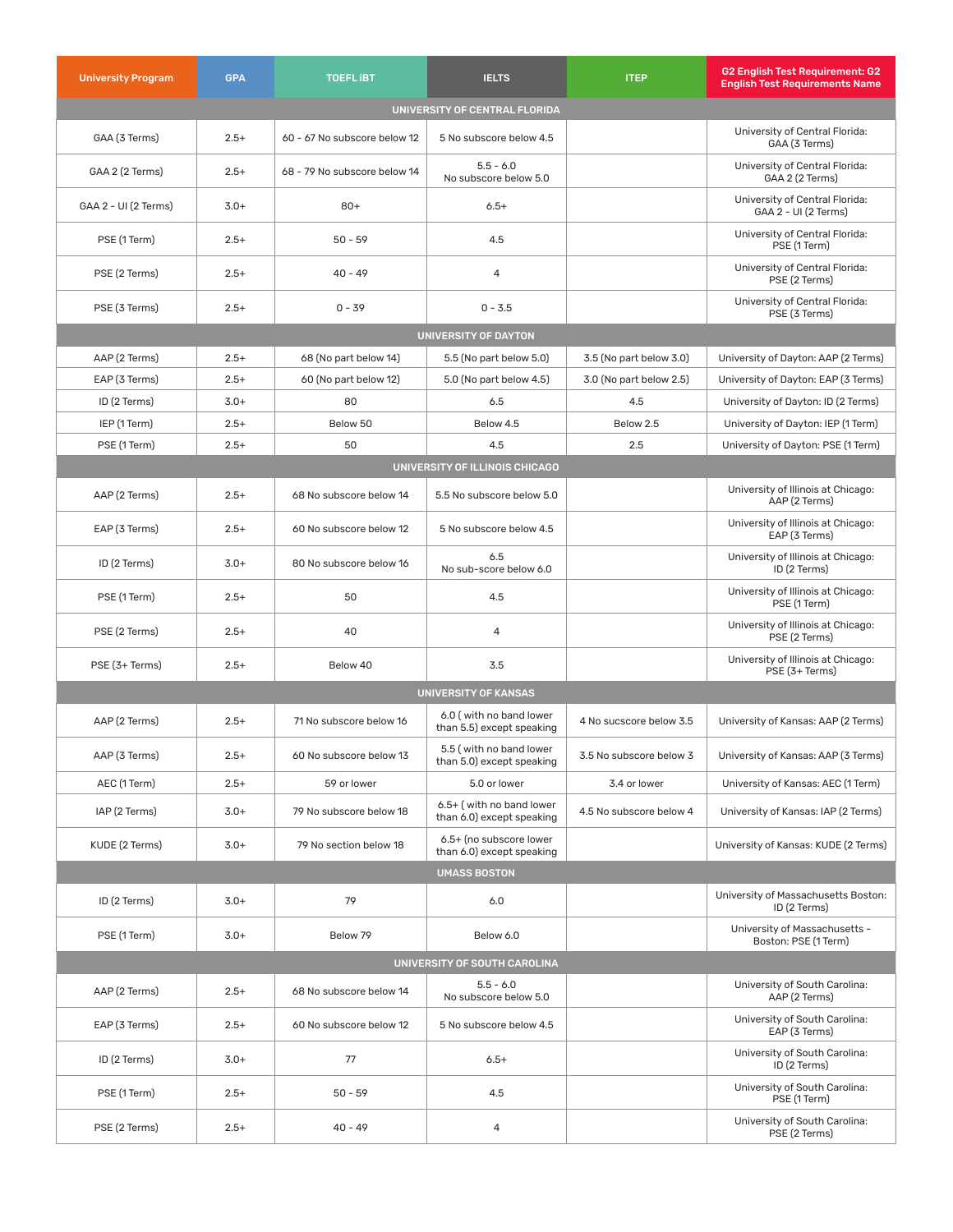| University Program | GPA | TOEFL iBT | IELTS | ITEP | G2 English Test Requirement: G2 English Test Requirements Name |
|---|---|---|---|---|---|
| **UNIVERSITY OF CENTRAL FLORIDA** | | | | | |
| GAA (3 Terms) | 2.5+ | 60 - 67 No subscore below 12 | 5 No subscore below 4.5 | | University of Central Florida: GAA (3 Terms) |
| GAA 2 (2 Terms) | 2.5+ | 68 - 79 No subscore below 14 | 5.5 - 6.0 No subscore below 5.0 | | University of Central Florida: GAA 2 (2 Terms) |
| GAA 2 - UI (2 Terms) | 3.0+ | 80+ | 6.5+ | | University of Central Florida: GAA 2 - UI (2 Terms) |
| PSE (1 Term) | 2.5+ | 50 - 59 | 4.5 | | University of Central Florida: PSE (1 Term) |
| PSE (2 Terms) | 2.5+ | 40 - 49 | 4 | | University of Central Florida: PSE (2 Terms) |
| PSE (3 Terms) | 2.5+ | 0 - 39 | 0 - 3.5 | | University of Central Florida: PSE (3 Terms) |
| **UNIVERSITY OF DAYTON** | | | | | |
| AAP (2 Terms) | 2.5+ | 68 (No part below 14) | 5.5 (No part below 5.0) | 3.5 (No part below 3.0) | University of Dayton: AAP (2 Terms) |
| EAP (3 Terms) | 2.5+ | 60 (No part below 12) | 5.0 (No part below 4.5) | 3.0 (No part below 2.5) | University of Dayton: EAP (3 Terms) |
| ID (2 Terms) | 3.0+ | 80 | 6.5 | 4.5 | University of Dayton: ID (2 Terms) |
| IEP (1 Term) | 2.5+ | Below 50 | Below 4.5 | Below 2.5 | University of Dayton: IEP (1 Term) |
| PSE (1 Term) | 2.5+ | 50 | 4.5 | 2.5 | University of Dayton: PSE (1 Term) |
| **UNIVERSITY OF ILLINOIS CHICAGO** | | | | | |
| AAP (2 Terms) | 2.5+ | 68 No subscore below 14 | 5.5 No subscore below 5.0 | | University of Illinois at Chicago: AAP (2 Terms) |
| EAP (3 Terms) | 2.5+ | 60 No subscore below 12 | 5 No subscore below 4.5 | | University of Illinois at Chicago: EAP (3 Terms) |
| ID (2 Terms) | 3.0+ | 80 No subscore below 16 | 6.5 No sub-score below 6.0 | | University of Illinois at Chicago: ID (2 Terms) |
| PSE (1 Term) | 2.5+ | 50 | 4.5 | | University of Illinois at Chicago: PSE (1 Term) |
| PSE (2 Terms) | 2.5+ | 40 | 4 | | University of Illinois at Chicago: PSE (2 Terms) |
| PSE (3+ Terms) | 2.5+ | Below 40 | 3.5 | | University of Illinois at Chicago: PSE (3+ Terms) |
| **UNIVERSITY OF KANSAS** | | | | | |
| AAP (2 Terms) | 2.5+ | 71 No subscore below 16 | 6.0 ( with no band lower than 5.5) except speaking | 4 No sucscore below 3.5 | University of Kansas: AAP (2 Terms) |
| AAP (3 Terms) | 2.5+ | 60 No subscore below 13 | 5.5 ( with no band lower than 5.0) except speaking | 3.5 No subscore below 3 | University of Kansas: AAP (3 Terms) |
| AEC (1 Term) | 2.5+ | 59 or lower | 5.0 or lower | 3.4 or lower | University of Kansas: AEC (1 Term) |
| IAP (2 Terms) | 3.0+ | 79 No subscore below 18 | 6.5+ ( with no band lower than 6.0) except speaking | 4.5 No subscore below 4 | University of Kansas: IAP (2 Terms) |
| KUDE (2 Terms) | 3.0+ | 79 No section below 18 | 6.5+ (no subscore lower than 6.0) except speaking | | University of Kansas: KUDE (2 Terms) |
| **UMASS BOSTON** | | | | | |
| ID (2 Terms) | 3.0+ | 79 | 6.0 | | University of Massachusetts Boston: ID (2 Terms) |
| PSE (1 Term) | 3.0+ | Below 79 | Below 6.0 | | University of Massachusetts - Boston: PSE (1 Term) |
| **UNIVERSITY OF SOUTH CAROLINA** | | | | | |
| AAP (2 Terms) | 2.5+ | 68 No subscore below 14 | 5.5 - 6.0 No subscore below 5.0 | | University of South Carolina: AAP (2 Terms) |
| EAP (3 Terms) | 2.5+ | 60 No subscore below 12 | 5 No subscore below 4.5 | | University of South Carolina: EAP (3 Terms) |
| ID (2 Terms) | 3.0+ | 77 | 6.5+ | | University of South Carolina: ID (2 Terms) |
| PSE (1 Term) | 2.5+ | 50 - 59 | 4.5 | | University of South Carolina: PSE (1 Term) |
| PSE (2 Terms) | 2.5+ | 40 - 49 | 4 | | University of South Carolina: PSE (2 Terms) |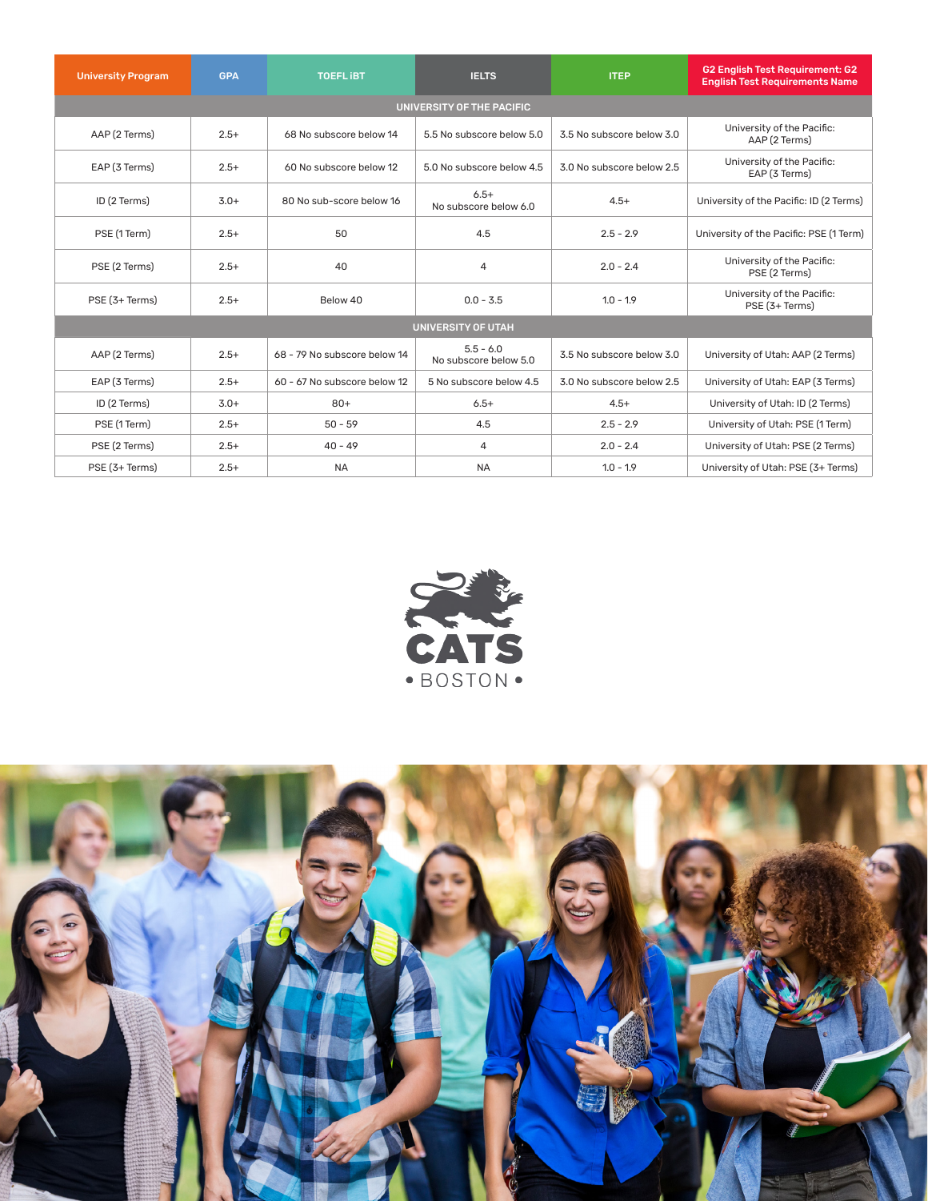| University Program | GPA | TOEFL iBT | IELTS | ITEP | G2 English Test Requirement: G2 English Test Requirements Name |
|---|---|---|---|---|---|
| **UNIVERSITY OF THE PACIFIC** | | | | | |
| AAP (2 Terms) | 2.5+ | 68 No subscore below 14 | 5.5 No subscore below 5.0 | 3.5 No subscore below 3.0 | University of the Pacific: AAP (2 Terms) |
| EAP (3 Terms) | 2.5+ | 60 No subscore below 12 | 5.0 No subscore below 4.5 | 3.0 No subscore below 2.5 | University of the Pacific: EAP (3 Terms) |
| ID (2 Terms) | 3.0+ | 80 No sub-score below 16 | 6.5+ No subscore below 6.0 | 4.5+ | University of the Pacific: ID (2 Terms) |
| PSE (1 Term) | 2.5+ | 50 | 4.5 | 2.5 - 2.9 | University of the Pacific: PSE (1 Term) |
| PSE (2 Terms) | 2.5+ | 40 | 4 | 2.0 - 2.4 | University of the Pacific: PSE (2 Terms) |
| PSE (3+ Terms) | 2.5+ | Below 40 | 0.0 - 3.5 | 1.0 - 1.9 | University of the Pacific: PSE (3+ Terms) |
| **UNIVERSITY OF UTAH** | | | | | |
| AAP (2 Terms) | 2.5+ | 68 - 79 No subscore below 14 | 5.5 - 6.0 No subscore below 5.0 | 3.5 No subscore below 3.0 | University of Utah: AAP (2 Terms) |
| EAP (3 Terms) | 2.5+ | 60 - 67 No subscore below 12 | 5 No subscore below 4.5 | 3.0 No subscore below 2.5 | University of Utah: EAP (3 Terms) |
| ID (2 Terms) | 3.0+ | 80+ | 6.5+ | 4.5+ | University of Utah: ID (2 Terms) |
| PSE (1 Term) | 2.5+ | 50 - 59 | 4.5 | 2.5 - 2.9 | University of Utah: PSE (1 Term) |
| PSE (2 Terms) | 2.5+ | 40 - 49 | 4 | 2.0 - 2.4 | University of Utah: PSE (2 Terms) |
| PSE (3+ Terms) | 2.5+ | NA | NA | 1.0 - 1.9 | University of Utah: PSE (3+ Terms) |

CATS
• BOSTON •